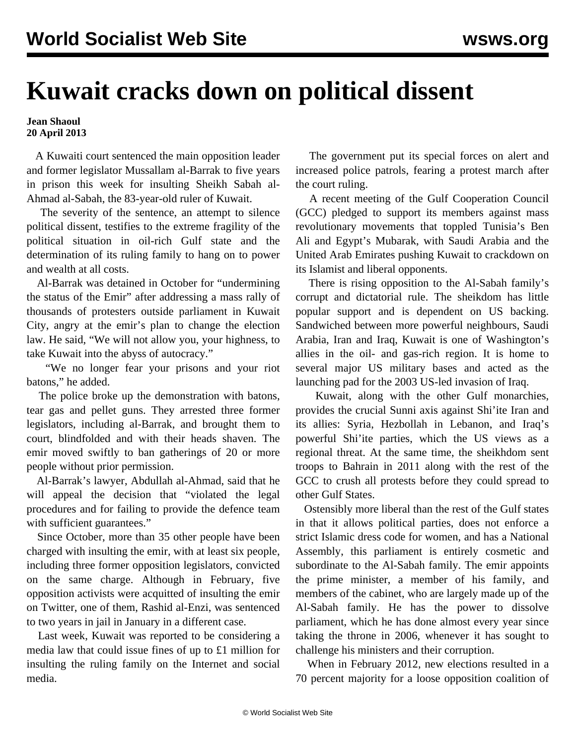# Kuwait cracks down on political dissent

**Jean Shaoul**
**20 April 2013**

A Kuwaiti court sentenced the main opposition leader and former legislator Mussallam al-Barrak to five years in prison this week for insulting Sheikh Sabah al-Ahmad al-Sabah, the 83-year-old ruler of Kuwait.

The severity of the sentence, an attempt to silence political dissent, testifies to the extreme fragility of the political situation in oil-rich Gulf state and the determination of its ruling family to hang on to power and wealth at all costs.

Al-Barrak was detained in October for "undermining the status of the Emir" after addressing a mass rally of thousands of protesters outside parliament in Kuwait City, angry at the emir's plan to change the election law. He said, "We will not allow you, your highness, to take Kuwait into the abyss of autocracy."

"We no longer fear your prisons and your riot batons," he added.

The police broke up the demonstration with batons, tear gas and pellet guns. They arrested three former legislators, including al-Barrak, and brought them to court, blindfolded and with their heads shaven. The emir moved swiftly to ban gatherings of 20 or more people without prior permission.

Al-Barrak's lawyer, Abdullah al-Ahmad, said that he will appeal the decision that "violated the legal procedures and for failing to provide the defence team with sufficient guarantees."

Since October, more than 35 other people have been charged with insulting the emir, with at least six people, including three former opposition legislators, convicted on the same charge. Although in February, five opposition activists were acquitted of insulting the emir on Twitter, one of them, Rashid al-Enzi, was sentenced to two years in jail in January in a different case.

Last week, Kuwait was reported to be considering a media law that could issue fines of up to £1 million for insulting the ruling family on the Internet and social media.

The government put its special forces on alert and increased police patrols, fearing a protest march after the court ruling.

A recent meeting of the Gulf Cooperation Council (GCC) pledged to support its members against mass revolutionary movements that toppled Tunisia's Ben Ali and Egypt's Mubarak, with Saudi Arabia and the United Arab Emirates pushing Kuwait to crackdown on its Islamist and liberal opponents.

There is rising opposition to the Al-Sabah family's corrupt and dictatorial rule. The sheikdom has little popular support and is dependent on US backing. Sandwiched between more powerful neighbours, Saudi Arabia, Iran and Iraq, Kuwait is one of Washington's allies in the oil- and gas-rich region. It is home to several major US military bases and acted as the launching pad for the 2003 US-led invasion of Iraq.

Kuwait, along with the other Gulf monarchies, provides the crucial Sunni axis against Shi'ite Iran and its allies: Syria, Hezbollah in Lebanon, and Iraq's powerful Shi'ite parties, which the US views as a regional threat. At the same time, the sheikhdom sent troops to Bahrain in 2011 along with the rest of the GCC to crush all protests before they could spread to other Gulf States.

Ostensibly more liberal than the rest of the Gulf states in that it allows political parties, does not enforce a strict Islamic dress code for women, and has a National Assembly, this parliament is entirely cosmetic and subordinate to the Al-Sabah family. The emir appoints the prime minister, a member of his family, and members of the cabinet, who are largely made up of the Al-Sabah family. He has the power to dissolve parliament, which he has done almost every year since taking the throne in 2006, whenever it has sought to challenge his ministers and their corruption.

When in February 2012, new elections resulted in a 70 percent majority for a loose opposition coalition of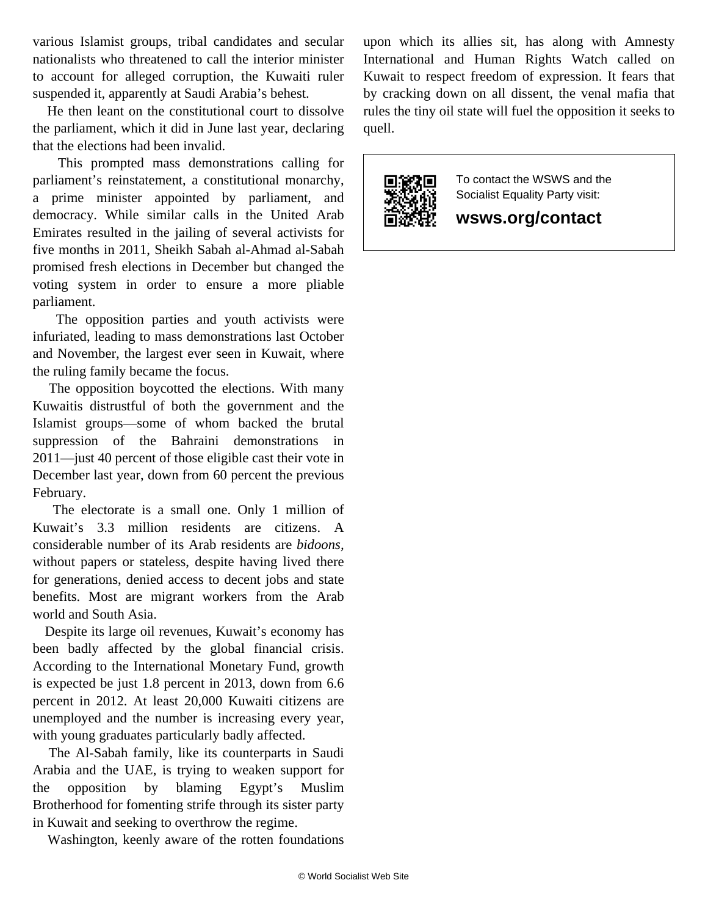various Islamist groups, tribal candidates and secular nationalists who threatened to call the interior minister to account for alleged corruption, the Kuwaiti ruler suspended it, apparently at Saudi Arabia's behest.

He then leant on the constitutional court to dissolve the parliament, which it did in June last year, declaring that the elections had been invalid.

This prompted mass demonstrations calling for parliament's reinstatement, a constitutional monarchy, a prime minister appointed by parliament, and democracy. While similar calls in the United Arab Emirates resulted in the jailing of several activists for five months in 2011, Sheikh Sabah al-Ahmad al-Sabah promised fresh elections in December but changed the voting system in order to ensure a more pliable parliament.

The opposition parties and youth activists were infuriated, leading to mass demonstrations last October and November, the largest ever seen in Kuwait, where the ruling family became the focus.

The opposition boycotted the elections. With many Kuwaitis distrustful of both the government and the Islamist groups—some of whom backed the brutal suppression of the Bahraini demonstrations in 2011—just 40 percent of those eligible cast their vote in December last year, down from 60 percent the previous February.

The electorate is a small one. Only 1 million of Kuwait's 3.3 million residents are citizens. A considerable number of its Arab residents are *bidoons*, without papers or stateless, despite having lived there for generations, denied access to decent jobs and state benefits. Most are migrant workers from the Arab world and South Asia.

Despite its large oil revenues, Kuwait's economy has been badly affected by the global financial crisis. According to the International Monetary Fund, growth is expected be just 1.8 percent in 2013, down from 6.6 percent in 2012. At least 20,000 Kuwaiti citizens are unemployed and the number is increasing every year, with young graduates particularly badly affected.

The Al-Sabah family, like its counterparts in Saudi Arabia and the UAE, is trying to weaken support for the opposition by blaming Egypt's Muslim Brotherhood for fomenting strife through its sister party in Kuwait and seeking to overthrow the regime.

Washington, keenly aware of the rotten foundations upon which its allies sit, has along with Amnesty International and Human Rights Watch called on Kuwait to respect freedom of expression. It fears that by cracking down on all dissent, the venal mafia that rules the tiny oil state will fuel the opposition it seeks to quell.

To contact the WSWS and the Socialist Equality Party visit:

**wsws.org/contact**